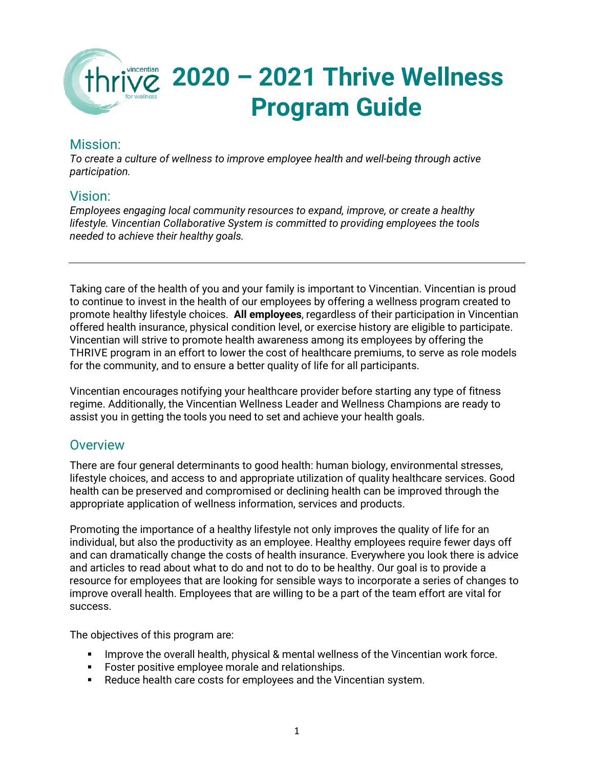# 2020 – 2021 Thrive Wellness Program Guide

## Mission:

*To create a culture of wellness to improve employee health and well-being through active participation.*

## Vision:

*Employees engaging local community resources to expand, improve, or create a healthy lifestyle. Vincentian Collaborative System is committed to providing employees the tools needed to achieve their healthy goals.*

---

Taking care of the health of you and your family is important to Vincentian. Vincentian is proud to continue to invest in the health of our employees by offering a wellness program created to promote healthy lifestyle choices. **All employees**, regardless of their participation in Vincentian offered health insurance, physical condition level, or exercise history are eligible to participate. Vincentian will strive to promote health awareness among its employees by offering the THRIVE program in an effort to lower the cost of healthcare premiums, to serve as role models for the community, and to ensure a better quality of life for all participants.

Vincentian encourages notifying your healthcare provider before starting any type of fitness regime. Additionally, the Vincentian Wellness Leader and Wellness Champions are ready to assist you in getting the tools you need to set and achieve your health goals.

## Overview

There are four general determinants to good health: human biology, environmental stresses, lifestyle choices, and access to and appropriate utilization of quality healthcare services. Good health can be preserved and compromised or declining health can be improved through the appropriate application of wellness information, services and products.

Promoting the importance of a healthy lifestyle not only improves the quality of life for an individual, but also the productivity as an employee. Healthy employees require fewer days off and can dramatically change the costs of health insurance. Everywhere you look there is advice and articles to read about what to do and not to do to be healthy. Our goal is to provide a resource for employees that are looking for sensible ways to incorporate a series of changes to improve overall health. Employees that are willing to be a part of the team effort are vital for success.

The objectives of this program are:

- Improve the overall health, physical & mental wellness of the Vincentian work force.
- Foster positive employee morale and relationships.
- Reduce health care costs for employees and the Vincentian system.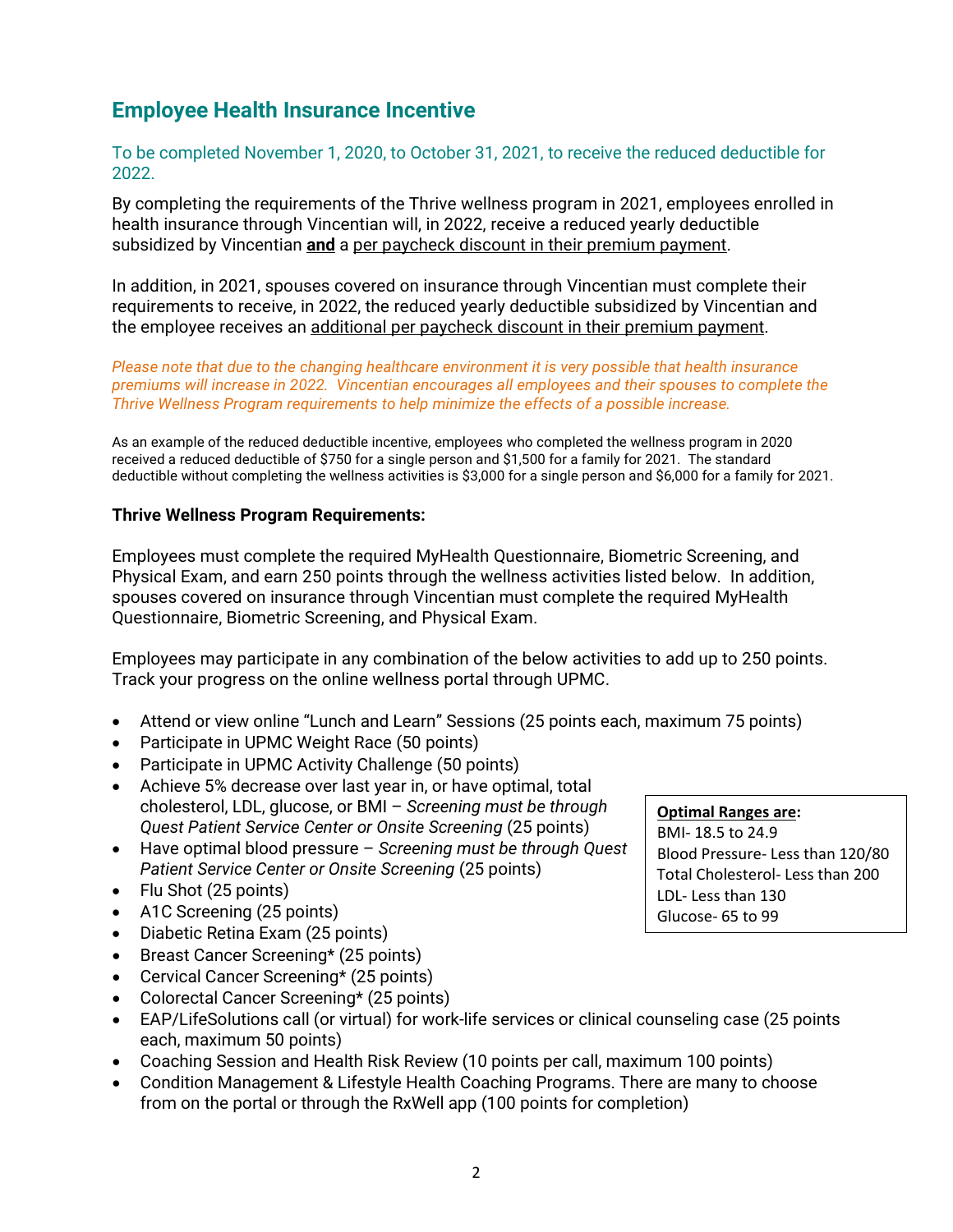## Employee Health Insurance Incentive

To be completed November 1, 2020, to October 31, 2021, to receive the reduced deductible for 2022.

By completing the requirements of the Thrive wellness program in 2021, employees enrolled in health insurance through Vincentian will, in 2022, receive a reduced yearly deductible subsidized by Vincentian **and** a per paycheck discount in their premium payment.

In addition, in 2021, spouses covered on insurance through Vincentian must complete their requirements to receive, in 2022, the reduced yearly deductible subsidized by Vincentian and the employee receives an additional per paycheck discount in their premium payment.

*Please note that due to the changing healthcare environment it is very possible that health insurance premiums will increase in 2022. Vincentian encourages all employees and their spouses to complete the Thrive Wellness Program requirements to help minimize the effects of a possible increase.*

As an example of the reduced deductible incentive, employees who completed the wellness program in 2020 received a reduced deductible of $750 for a single person and $1,500 for a family for 2021. The standard deductible without completing the wellness activities is $3,000 for a single person and $6,000 for a family for 2021.

**Thrive Wellness Program Requirements:**

Employees must complete the required MyHealth Questionnaire, Biometric Screening, and Physical Exam, and earn 250 points through the wellness activities listed below. In addition, spouses covered on insurance through Vincentian must complete the required MyHealth Questionnaire, Biometric Screening, and Physical Exam.

Employees may participate in any combination of the below activities to add up to 250 points. Track your progress on the online wellness portal through UPMC.

- Attend or view online "Lunch and Learn" Sessions (25 points each, maximum 75 points)
- Participate in UPMC Weight Race (50 points)
- Participate in UPMC Activity Challenge (50 points)
- Achieve 5% decrease over last year in, or have optimal, total cholesterol, LDL, glucose, or BMI – *Screening must be through Quest Patient Service Center or Onsite Screening* (25 points)
- Have optimal blood pressure – *Screening must be through Quest Patient Service Center or Onsite Screening* (25 points)
- Flu Shot (25 points)
- A1C Screening (25 points)
- Diabetic Retina Exam (25 points)
- Breast Cancer Screening* (25 points)
- Cervical Cancer Screening* (25 points)
- Colorectal Cancer Screening* (25 points)
- EAP/LifeSolutions call (or virtual) for work-life services or clinical counseling case (25 points each, maximum 50 points)
- Coaching Session and Health Risk Review (10 points per call, maximum 100 points)
- Condition Management & Lifestyle Health Coaching Programs. There are many to choose from on the portal or through the RxWell app (100 points for completion)

**Optimal Ranges are:**
BMI- 18.5 to 24.9
Blood Pressure- Less than 120/80
Total Cholesterol- Less than 200
LDL- Less than 130
Glucose- 65 to 99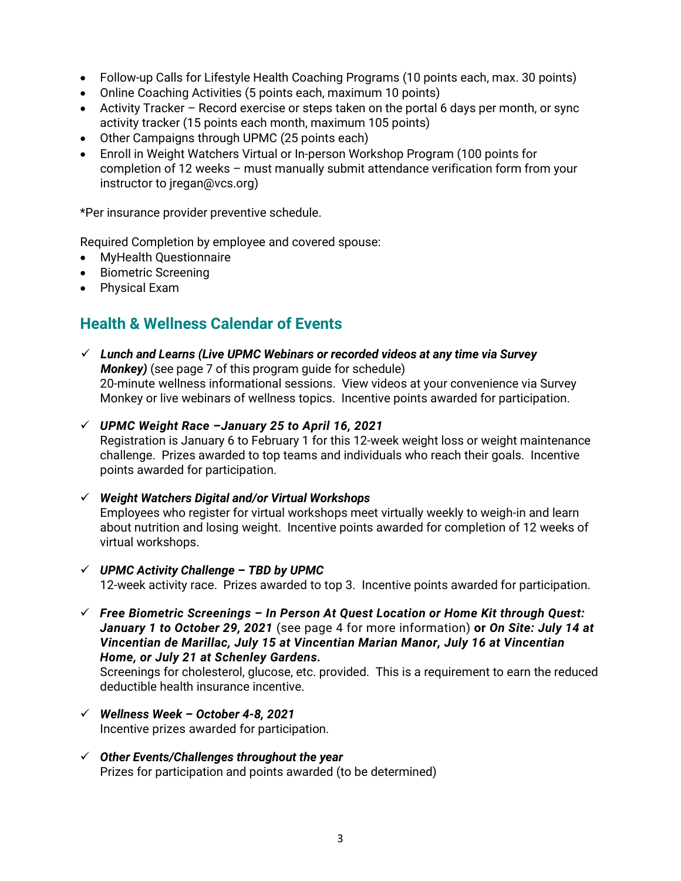- Follow-up Calls for Lifestyle Health Coaching Programs (10 points each, max. 30 points)
- Online Coaching Activities (5 points each, maximum 10 points)
- Activity Tracker – Record exercise or steps taken on the portal 6 days per month, or sync activity tracker (15 points each month, maximum 105 points)
- Other Campaigns through UPMC (25 points each)
- Enroll in Weight Watchers Virtual or In-person Workshop Program (100 points for completion of 12 weeks – must manually submit attendance verification form from your instructor to jregan@vcs.org)

*Per insurance provider preventive schedule.

Required Completion by employee and covered spouse:

- MyHealth Questionnaire
- Biometric Screening
- Physical Exam

## Health & Wellness Calendar of Events

- ✓ ***Lunch and Learns (Live UPMC Webinars or recorded videos at any time via Survey Monkey)*** (see page 7 of this program guide for schedule)
  20-minute wellness informational sessions. View videos at your convenience via Survey Monkey or live webinars of wellness topics. Incentive points awarded for participation.

- ✓ ***UPMC Weight Race –January 25 to April 16, 2021***
  Registration is January 6 to February 1 for this 12-week weight loss or weight maintenance challenge. Prizes awarded to top teams and individuals who reach their goals. Incentive points awarded for participation.

- ✓ ***Weight Watchers Digital and/or Virtual Workshops***
  Employees who register for virtual workshops meet virtually weekly to weigh-in and learn about nutrition and losing weight. Incentive points awarded for completion of 12 weeks of virtual workshops.

- ✓ ***UPMC Activity Challenge – TBD by UPMC***
  12-week activity race. Prizes awarded to top 3. Incentive points awarded for participation.

- ✓ ***Free Biometric Screenings – In Person At Quest Location or Home Kit through Quest: January 1 to October 29, 2021*** (see page 4 for more information) **or *On Site: July 14 at Vincentian de Marillac, July 15 at Vincentian Marian Manor, July 16 at Vincentian Home, or July 21 at Schenley Gardens.***
  Screenings for cholesterol, glucose, etc. provided. This is a requirement to earn the reduced deductible health insurance incentive.

- ✓ ***Wellness Week – October 4-8, 2021***
  Incentive prizes awarded for participation.

- ✓ ***Other Events/Challenges throughout the year***
  Prizes for participation and points awarded (to be determined)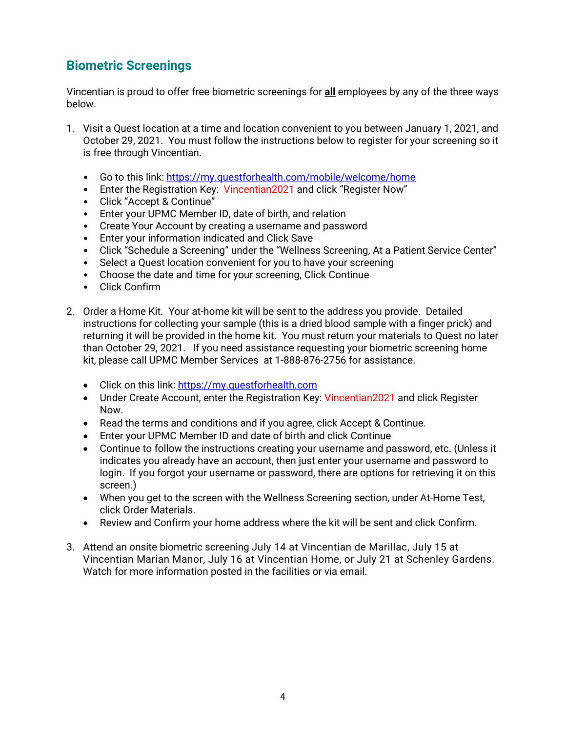## Biometric Screenings

Vincentian is proud to offer free biometric screenings for **all** employees by any of the three ways below.

1. Visit a Quest location at a time and location convenient to you between January 1, 2021, and October 29, 2021. You must follow the instructions below to register for your screening so it is free through Vincentian.

   - Go to this link: [https://my.questforhealth.com/mobile/welcome/home](https://my.questforhealth.com/mobile/welcome/home)
   - Enter the Registration Key: Vincentian2021 and click "Register Now"
   - Click "Accept & Continue"
   - Enter your UPMC Member ID, date of birth, and relation
   - Create Your Account by creating a username and password
   - Enter your information indicated and Click Save
   - Click "Schedule a Screening" under the "Wellness Screening, At a Patient Service Center"
   - Select a Quest location convenient for you to have your screening
   - Choose the date and time for your screening, Click Continue
   - Click Confirm

2. Order a Home Kit. Your at-home kit will be sent to the address you provide. Detailed instructions for collecting your sample (this is a dried blood sample with a finger prick) and returning it will be provided in the home kit. You must return your materials to Quest no later than October 29, 2021. If you need assistance requesting your biometric screening home kit, please call UPMC Member Services at 1-888-876-2756 for assistance.

   - Click on this link: [https://my.questforhealth.com](https://my.questforhealth.com)
   - Under Create Account, enter the Registration Key: Vincentian2021 and click Register Now.
   - Read the terms and conditions and if you agree, click Accept & Continue.
   - Enter your UPMC Member ID and date of birth and click Continue
   - Continue to follow the instructions creating your username and password, etc. (Unless it indicates you already have an account, then just enter your username and password to login. If you forgot your username or password, there are options for retrieving it on this screen.)
   - When you get to the screen with the Wellness Screening section, under At-Home Test, click Order Materials.
   - Review and Confirm your home address where the kit will be sent and click Confirm.

3. Attend an onsite biometric screening July 14 at Vincentian de Marillac, July 15 at Vincentian Marian Manor, July 16 at Vincentian Home, or July 21 at Schenley Gardens. Watch for more information posted in the facilities or via email.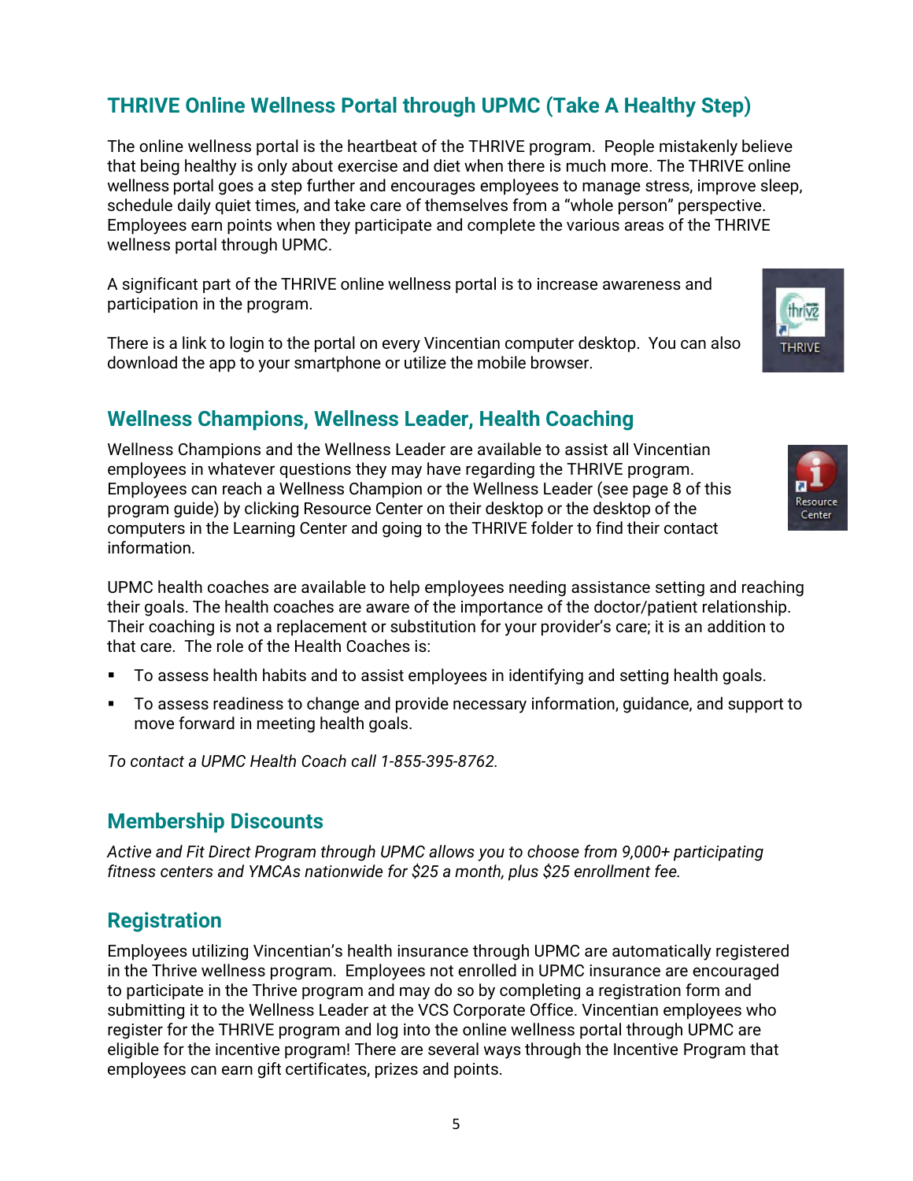## THRIVE Online Wellness Portal through UPMC (Take A Healthy Step)

The online wellness portal is the heartbeat of the THRIVE program. People mistakenly believe that being healthy is only about exercise and diet when there is much more. The THRIVE online wellness portal goes a step further and encourages employees to manage stress, improve sleep, schedule daily quiet times, and take care of themselves from a "whole person" perspective. Employees earn points when they participate and complete the various areas of the THRIVE wellness portal through UPMC.

A significant part of the THRIVE online wellness portal is to increase awareness and participation in the program.

There is a link to login to the portal on every Vincentian computer desktop. You can also download the app to your smartphone or utilize the mobile browser.

## Wellness Champions, Wellness Leader, Health Coaching

Wellness Champions and the Wellness Leader are available to assist all Vincentian employees in whatever questions they may have regarding the THRIVE program. Employees can reach a Wellness Champion or the Wellness Leader (see page 8 of this program guide) by clicking Resource Center on their desktop or the desktop of the computers in the Learning Center and going to the THRIVE folder to find their contact information.

UPMC health coaches are available to help employees needing assistance setting and reaching their goals. The health coaches are aware of the importance of the doctor/patient relationship. Their coaching is not a replacement or substitution for your provider's care; it is an addition to that care. The role of the Health Coaches is:

- To assess health habits and to assist employees in identifying and setting health goals.
- To assess readiness to change and provide necessary information, guidance, and support to move forward in meeting health goals.

*To contact a UPMC Health Coach call 1-855-395-8762.*

## Membership Discounts

*Active and Fit Direct Program through UPMC allows you to choose from 9,000+ participating fitness centers and YMCAs nationwide for $25 a month, plus $25 enrollment fee.*

## Registration

Employees utilizing Vincentian's health insurance through UPMC are automatically registered in the Thrive wellness program. Employees not enrolled in UPMC insurance are encouraged to participate in the Thrive program and may do so by completing a registration form and submitting it to the Wellness Leader at the VCS Corporate Office. Vincentian employees who register for the THRIVE program and log into the online wellness portal through UPMC are eligible for the incentive program! There are several ways through the Incentive Program that employees can earn gift certificates, prizes and points.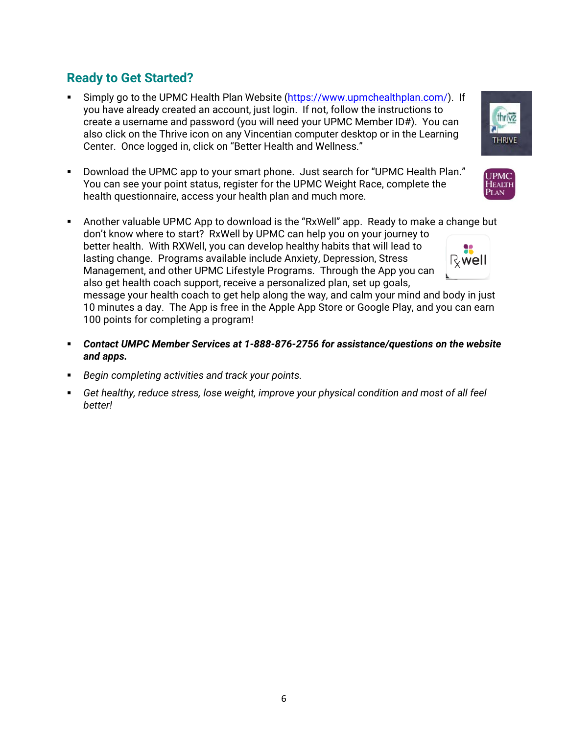## Ready to Get Started?

- Simply go to the UPMC Health Plan Website (https://www.upmchealthplan.com/). If you have already created an account, just login. If not, follow the instructions to create a username and password (you will need your UPMC Member ID#). You can also click on the Thrive icon on any Vincentian computer desktop or in the Learning Center. Once logged in, click on "Better Health and Wellness."
- Download the UPMC app to your smart phone. Just search for "UPMC Health Plan." You can see your point status, register for the UPMC Weight Race, complete the health questionnaire, access your health plan and much more.
- Another valuable UPMC App to download is the "RxWell" app. Ready to make a change but don't know where to start? RxWell by UPMC can help you on your journey to better health. With RXWell, you can develop healthy habits that will lead to lasting change. Programs available include Anxiety, Depression, Stress Management, and other UPMC Lifestyle Programs. Through the App you can also get health coach support, receive a personalized plan, set up goals, message your health coach to get help along the way, and calm your mind and body in just 10 minutes a day. The App is free in the Apple App Store or Google Play, and you can earn 100 points for completing a program!
- ***Contact UMPC Member Services at 1-888-876-2756 for assistance/questions on the website and apps.***
- *Begin completing activities and track your points.*
- *Get healthy, reduce stress, lose weight, improve your physical condition and most of all feel better!*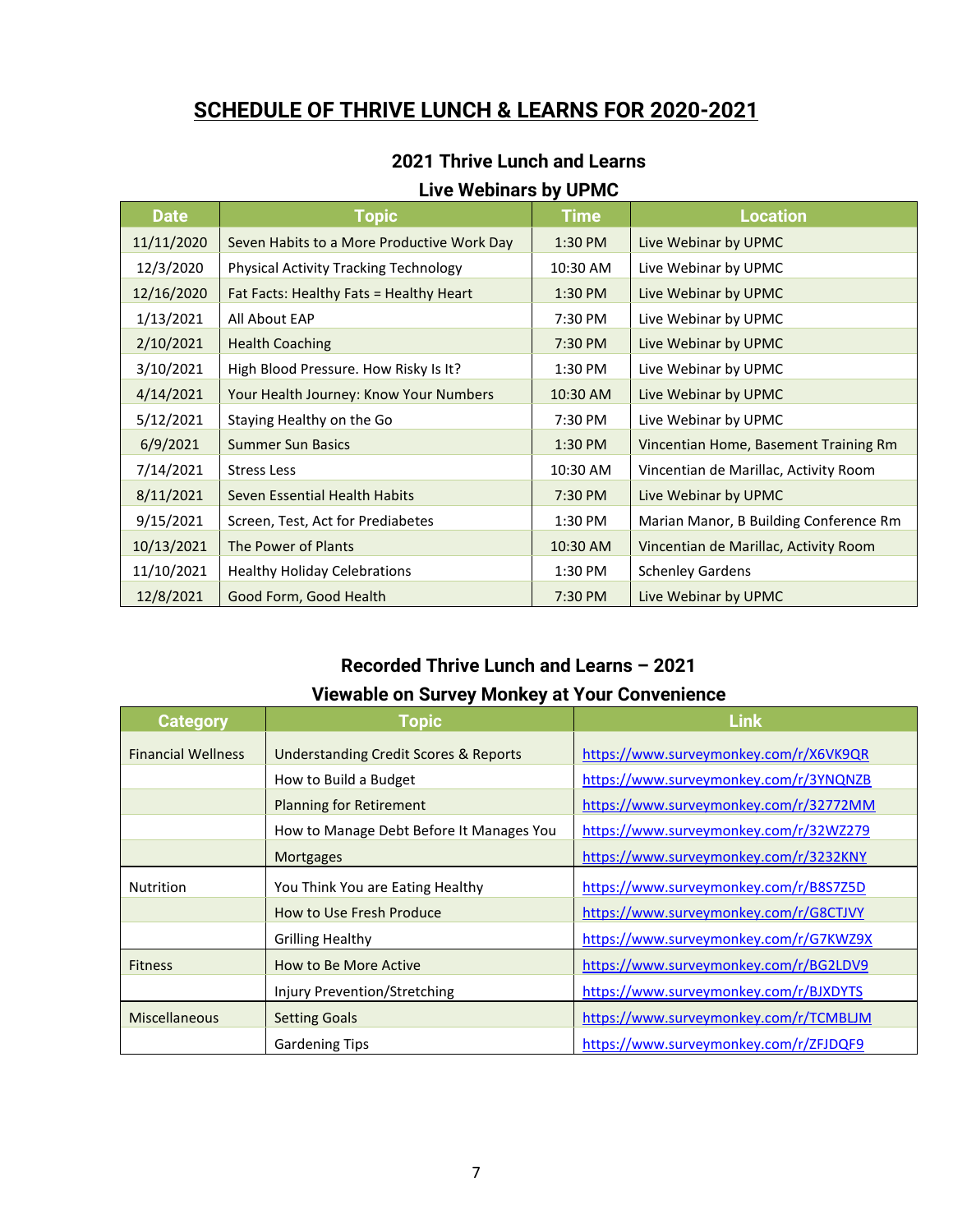# SCHEDULE OF THRIVE LUNCH & LEARNS FOR 2020-2021

## 2021 Thrive Lunch and Learns
### Live Webinars by UPMC

| Date | Topic | Time | Location |
|---|---|---|---|
| 11/11/2020 | Seven Habits to a More Productive Work Day | 1:30 PM | Live Webinar by UPMC |
| 12/3/2020 | Physical Activity Tracking Technology | 10:30 AM | Live Webinar by UPMC |
| 12/16/2020 | Fat Facts: Healthy Fats = Healthy Heart | 1:30 PM | Live Webinar by UPMC |
| 1/13/2021 | All About EAP | 7:30 PM | Live Webinar by UPMC |
| 2/10/2021 | Health Coaching | 7:30 PM | Live Webinar by UPMC |
| 3/10/2021 | High Blood Pressure. How Risky Is It? | 1:30 PM | Live Webinar by UPMC |
| 4/14/2021 | Your Health Journey: Know Your Numbers | 10:30 AM | Live Webinar by UPMC |
| 5/12/2021 | Staying Healthy on the Go | 7:30 PM | Live Webinar by UPMC |
| 6/9/2021 | Summer Sun Basics | 1:30 PM | Vincentian Home, Basement Training Rm |
| 7/14/2021 | Stress Less | 10:30 AM | Vincentian de Marillac, Activity Room |
| 8/11/2021 | Seven Essential Health Habits | 7:30 PM | Live Webinar by UPMC |
| 9/15/2021 | Screen, Test, Act for Prediabetes | 1:30 PM | Marian Manor, B Building Conference Rm |
| 10/13/2021 | The Power of Plants | 10:30 AM | Vincentian de Marillac, Activity Room |
| 11/10/2021 | Healthy Holiday Celebrations | 1:30 PM | Schenley Gardens |
| 12/8/2021 | Good Form, Good Health | 7:30 PM | Live Webinar by UPMC |

## Recorded Thrive Lunch and Learns – 2021
### Viewable on Survey Monkey at Your Convenience

| Category | Topic | Link |
|---|---|---|
| Financial Wellness | Understanding Credit Scores & Reports | https://www.surveymonkey.com/r/X6VK9QR |
| | How to Build a Budget | https://www.surveymonkey.com/r/3YNQNZB |
| | Planning for Retirement | https://www.surveymonkey.com/r/32772MM |
| | How to Manage Debt Before It Manages You | https://www.surveymonkey.com/r/32WZ279 |
| | Mortgages | https://www.surveymonkey.com/r/3232KNY |
| Nutrition | You Think You are Eating Healthy | https://www.surveymonkey.com/r/B8S7Z5D |
| | How to Use Fresh Produce | https://www.surveymonkey.com/r/G8CTJVY |
| | Grilling Healthy | https://www.surveymonkey.com/r/G7KWZ9X |
| Fitness | How to Be More Active | https://www.surveymonkey.com/r/BG2LDV9 |
| | Injury Prevention/Stretching | https://www.surveymonkey.com/r/BJXDYTS |
| Miscellaneous | Setting Goals | https://www.surveymonkey.com/r/TCMBLJM |
| | Gardening Tips | https://www.surveymonkey.com/r/ZFJDQF9 |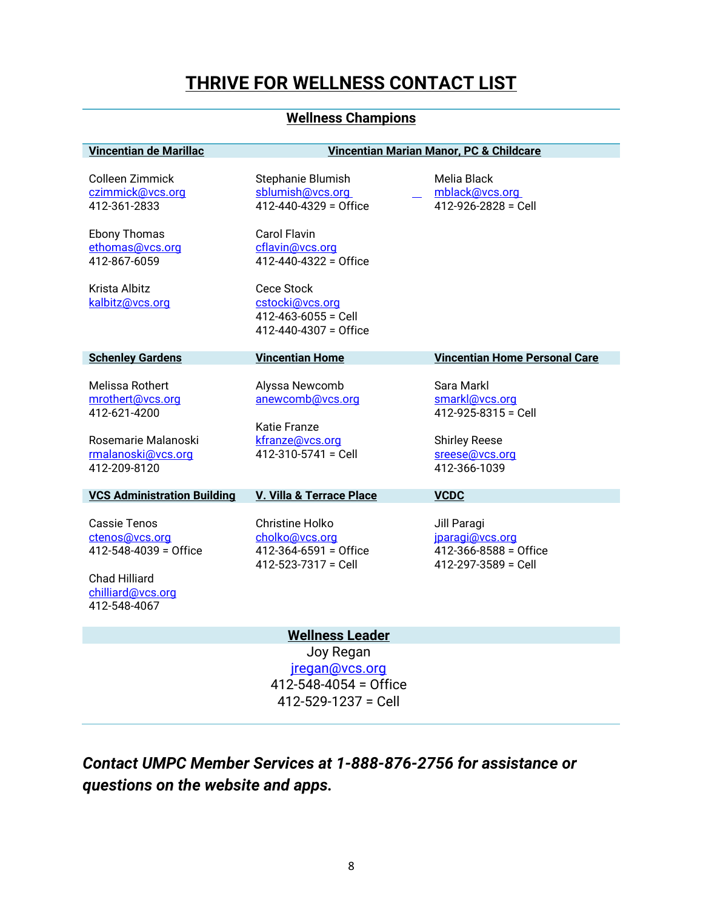# THRIVE FOR WELLNESS CONTACT LIST

## Wellness Champions

### Vincentian de Marillac

Colleen Zimmick
czimmick@vcs.org
412-361-2833

Ebony Thomas
ethomas@vcs.org
412-867-6059

Krista Albitz
kalbitz@vcs.org

### Vincentian Marian Manor, PC & Childcare

Stephanie Blumish
sblumish@vcs.org
412-440-4329 = Office

Carol Flavin
cflavin@vcs.org
412-440-4322 = Office

Cece Stock
cstocki@vcs.org
412-463-6055 = Cell
412-440-4307 = Office

Melia Black
mblack@vcs.org
412-926-2828 = Cell

### Schenley Gardens

Melissa Rothert
mrothert@vcs.org
412-621-4200

Rosemarie Malanoski
rmalanoski@vcs.org
412-209-8120

### Vincentian Home

Alyssa Newcomb
anewcomb@vcs.org

Katie Franze
kfranze@vcs.org
412-310-5741 = Cell

### Vincentian Home Personal Care

Sara Markl
smarkl@vcs.org
412-925-8315 = Cell

Shirley Reese
sreese@vcs.org
412-366-1039

### VCS Administration Building

Cassie Tenos
ctenos@vcs.org
412-548-4039 = Office

Chad Hilliard
chilliard@vcs.org
412-548-4067

### V. Villa & Terrace Place

Christine Holko
cholko@vcs.org
412-364-6591 = Office
412-523-7317 = Cell

### VCDC

Jill Paragi
jparagi@vcs.org
412-366-8588 = Office
412-297-3589 = Cell

## Wellness Leader

Joy Regan
jregan@vcs.org
412-548-4054 = Office
412-529-1237 = Cell

***Contact UMPC Member Services at 1-888-876-2756 for assistance or questions on the website and apps.***